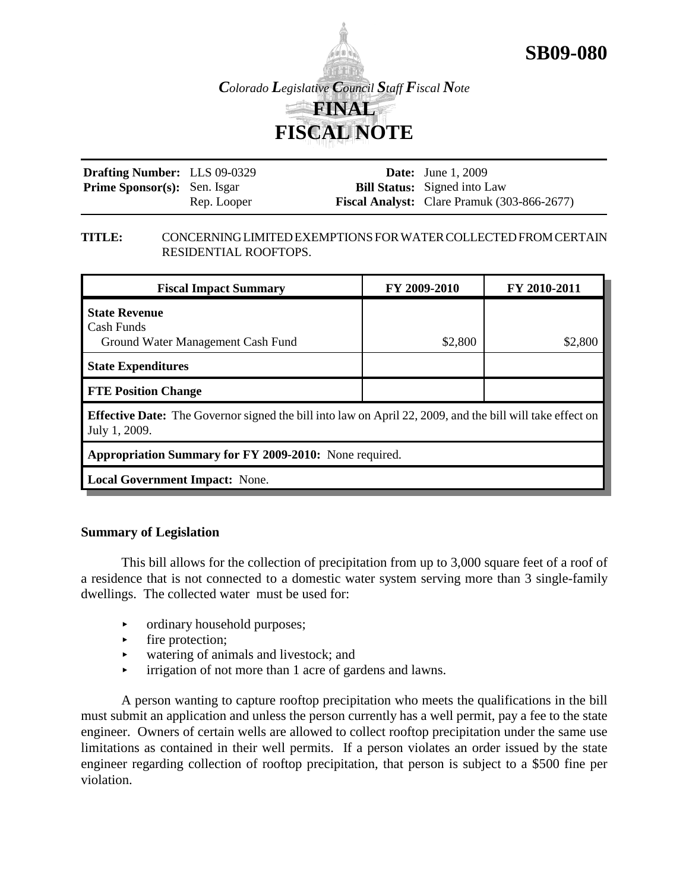**SB09-080**

*Colorado Legislative Council Staff Fiscal Note*

# FINAL FISCAL NOTE

**Drafting Number:** LLS 09-0329
**Prime Sponsor(s):** Sen. Isgar
Rep. Looper

**Date:** June 1, 2009
**Bill Status:** Signed into Law
**Fiscal Analyst:** Clare Pramuk (303-866-2677)

**TITLE:** CONCERNING LIMITED EXEMPTIONS FOR WATER COLLECTED FROM CERTAIN RESIDENTIAL ROOFTOPS.

| Fiscal Impact Summary | FY 2009-2010 | FY 2010-2011 |
|---|---|---|
| **State Revenue**<br>Cash Funds<br>Ground Water Management Cash Fund | $2,800 | $2,800 |
| **State Expenditures** | | |
| **FTE Position Change** | | |
| **Effective Date:** The Governor signed the bill into law on April 22, 2009, and the bill will take effect on July 1, 2009. | | |
| **Appropriation Summary for FY 2009-2010:** None required. | | |
| **Local Government Impact:** None. | | |

### Summary of Legislation

This bill allows for the collection of precipitation from up to 3,000 square feet of a roof of a residence that is not connected to a domestic water system serving more than 3 single-family dwellings. The collected water must be used for:

- ordinary household purposes;
- fire protection;
- watering of animals and livestock; and
- irrigation of not more than 1 acre of gardens and lawns.

A person wanting to capture rooftop precipitation who meets the qualifications in the bill must submit an application and unless the person currently has a well permit, pay a fee to the state engineer. Owners of certain wells are allowed to collect rooftop precipitation under the same use limitations as contained in their well permits. If a person violates an order issued by the state engineer regarding collection of rooftop precipitation, that person is subject to a $500 fine per violation.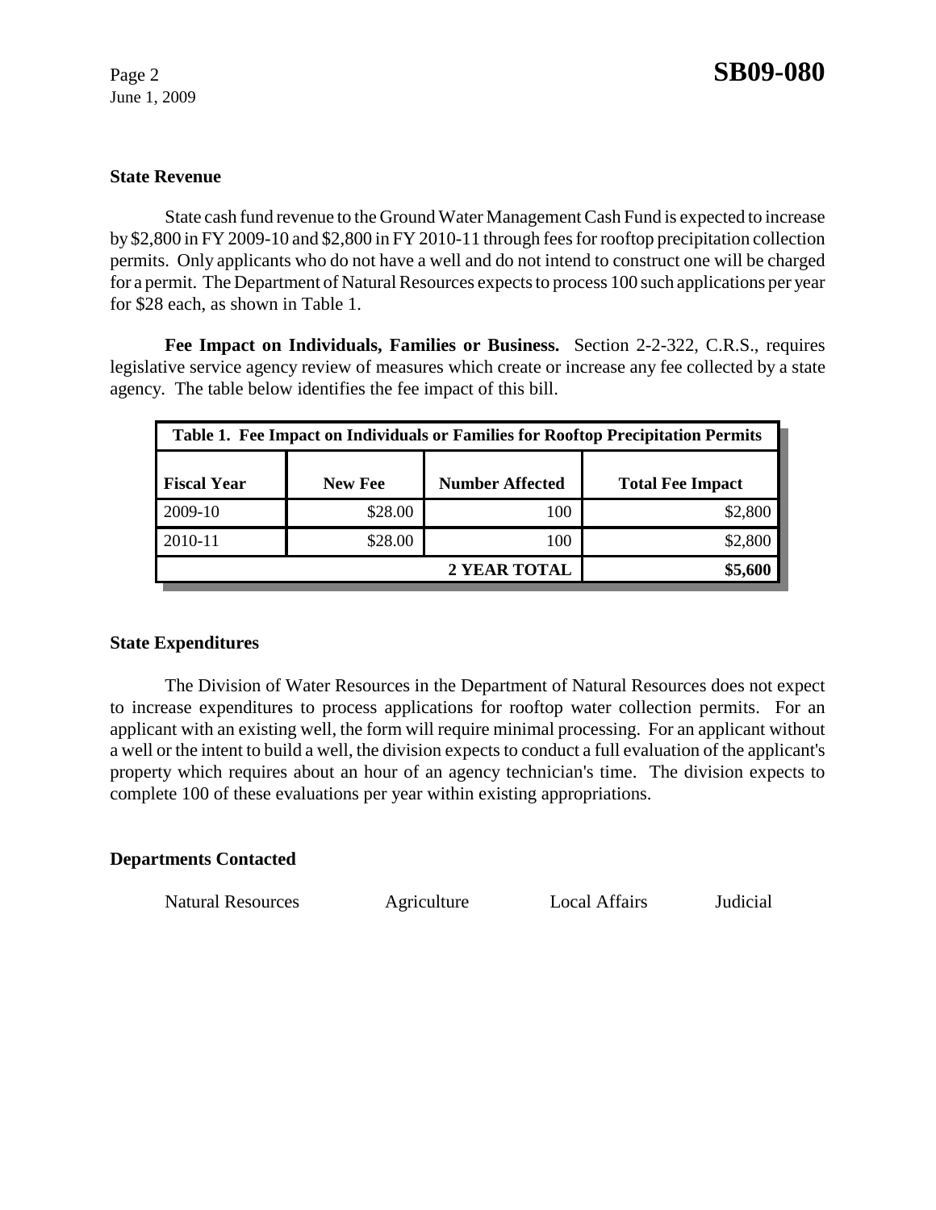### State Revenue

State cash fund revenue to the Ground Water Management Cash Fund is expected to increase by $2,800 in FY 2009-10 and $2,800 in FY 2010-11 through fees for rooftop precipitation collection permits. Only applicants who do not have a well and do not intend to construct one will be charged for a permit. The Department of Natural Resources expects to process 100 such applications per year for $28 each, as shown in Table 1.

**Fee Impact on Individuals, Families or Business.** Section 2-2-322, C.R.S., requires legislative service agency review of measures which create or increase any fee collected by a state agency. The table below identifies the fee impact of this bill.

**Table 1. Fee Impact on Individuals or Families for Rooftop Precipitation Permits**

| Fiscal Year | New Fee | Number Affected | Total Fee Impact |
|---|---|---|---|
| 2009-10 | $28.00 | 100 | $2,800 |
| 2010-11 | $28.00 | 100 | $2,800 |
| | | **2 YEAR TOTAL** | **$5,600** |

### State Expenditures

The Division of Water Resources in the Department of Natural Resources does not expect to increase expenditures to process applications for rooftop water collection permits. For an applicant with an existing well, the form will require minimal processing. For an applicant without a well or the intent to build a well, the division expects to conduct a full evaluation of the applicant's property which requires about an hour of an agency technician's time. The division expects to complete 100 of these evaluations per year within existing appropriations.

### Departments Contacted

Natural Resources    Agriculture    Local Affairs    Judicial